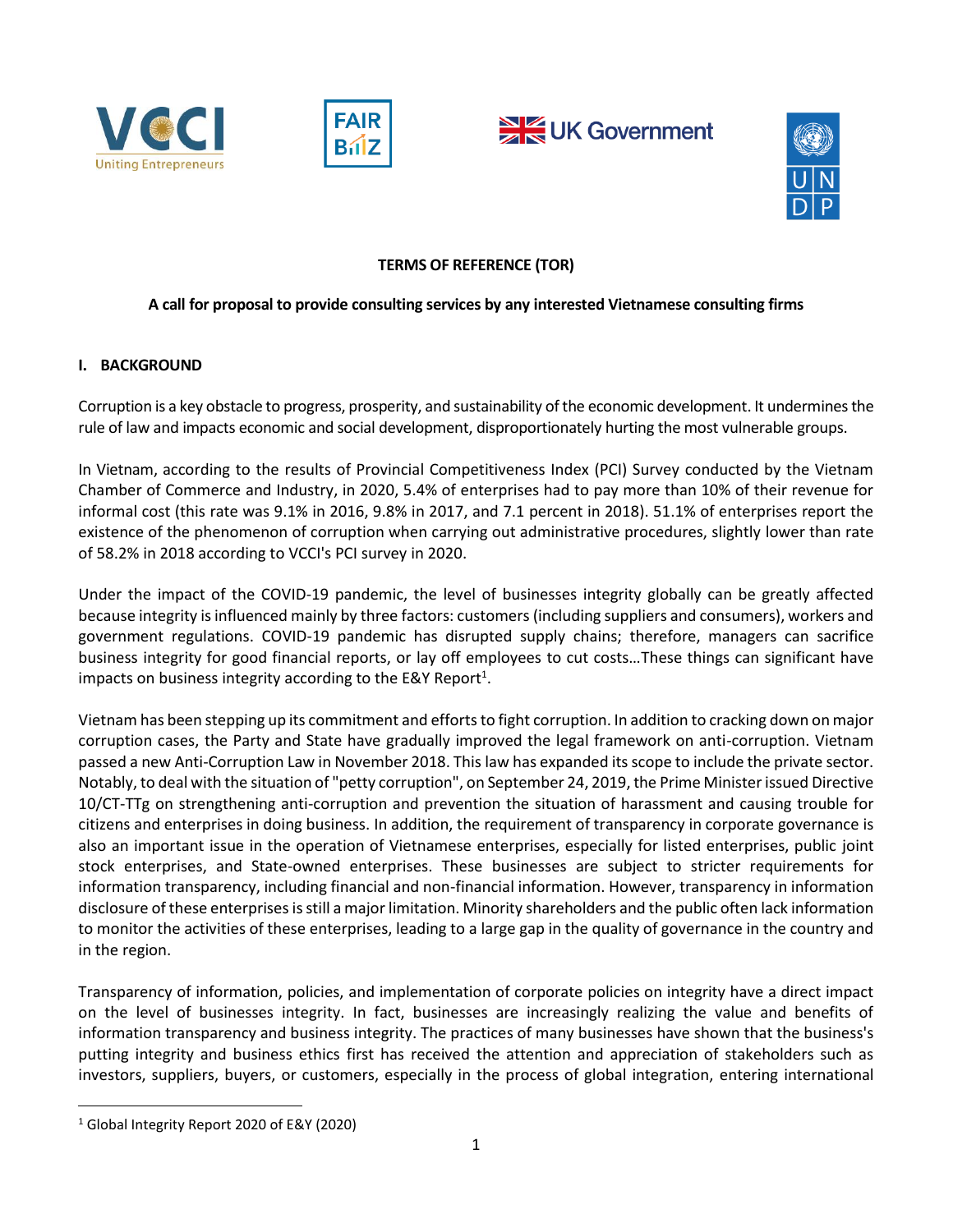**TERMS OF REFERENCE (TOR)**

**A call for proposal to provide consulting services by any interested Vietnamese consulting firms**

## I. BACKGROUND

Corruption is a key obstacle to progress, prosperity, and sustainability of the economic development. It undermines the rule of law and impacts economic and social development, disproportionately hurting the most vulnerable groups.

In Vietnam, according to the results of Provincial Competitiveness Index (PCI) Survey conducted by the Vietnam Chamber of Commerce and Industry, in 2020, 5.4% of enterprises had to pay more than 10% of their revenue for informal cost (this rate was 9.1% in 2016, 9.8% in 2017, and 7.1 percent in 2018). 51.1% of enterprises report the existence of the phenomenon of corruption when carrying out administrative procedures, slightly lower than rate of 58.2% in 2018 according to VCCI's PCI survey in 2020.

Under the impact of the COVID-19 pandemic, the level of businesses integrity globally can be greatly affected because integrity is influenced mainly by three factors: customers (including suppliers and consumers), workers and government regulations. COVID-19 pandemic has disrupted supply chains; therefore, managers can sacrifice business integrity for good financial reports, or lay off employees to cut costs…These things can significant have impacts on business integrity according to the E&Y Report[1].

Vietnam has been stepping up its commitment and efforts to fight corruption. In addition to cracking down on major corruption cases, the Party and State have gradually improved the legal framework on anti-corruption. Vietnam passed a new Anti-Corruption Law in November 2018. This law has expanded its scope to include the private sector. Notably, to deal with the situation of "petty corruption", on September 24, 2019, the Prime Minister issued Directive 10/CT-TTg on strengthening anti-corruption and prevention the situation of harassment and causing trouble for citizens and enterprises in doing business. In addition, the requirement of transparency in corporate governance is also an important issue in the operation of Vietnamese enterprises, especially for listed enterprises, public joint stock enterprises, and State-owned enterprises. These businesses are subject to stricter requirements for information transparency, including financial and non-financial information. However, transparency in information disclosure of these enterprises is still a major limitation. Minority shareholders and the public often lack information to monitor the activities of these enterprises, leading to a large gap in the quality of governance in the country and in the region.

Transparency of information, policies, and implementation of corporate policies on integrity have a direct impact on the level of businesses integrity. In fact, businesses are increasingly realizing the value and benefits of information transparency and business integrity. The practices of many businesses have shown that the business's putting integrity and business ethics first has received the attention and appreciation of stakeholders such as investors, suppliers, buyers, or customers, especially in the process of global integration, entering international

---

[1] Global Integrity Report 2020 of E&Y (2020)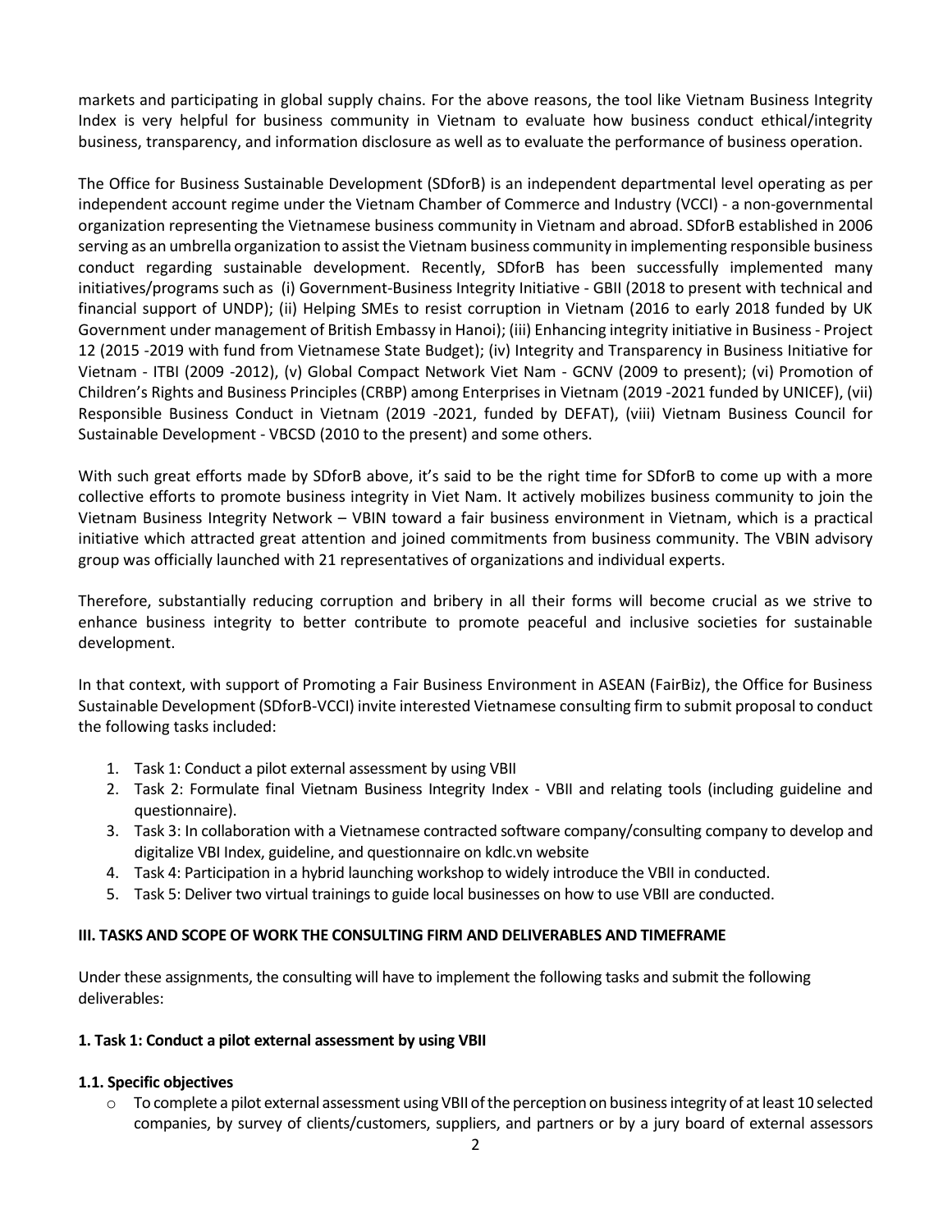markets and participating in global supply chains. For the above reasons, the tool like Vietnam Business Integrity Index is very helpful for business community in Vietnam to evaluate how business conduct ethical/integrity business, transparency, and information disclosure as well as to evaluate the performance of business operation.

The Office for Business Sustainable Development (SDforB) is an independent departmental level operating as per independent account regime under the Vietnam Chamber of Commerce and Industry (VCCI) - a non-governmental organization representing the Vietnamese business community in Vietnam and abroad. SDforB established in 2006 serving as an umbrella organization to assist the Vietnam business community in implementing responsible business conduct regarding sustainable development. Recently, SDforB has been successfully implemented many initiatives/programs such as (i) Government-Business Integrity Initiative - GBII (2018 to present with technical and financial support of UNDP); (ii) Helping SMEs to resist corruption in Vietnam (2016 to early 2018 funded by UK Government under management of British Embassy in Hanoi); (iii) Enhancing integrity initiative in Business - Project 12 (2015 -2019 with fund from Vietnamese State Budget); (iv) Integrity and Transparency in Business Initiative for Vietnam - ITBI (2009 -2012), (v) Global Compact Network Viet Nam - GCNV (2009 to present); (vi) Promotion of Children's Rights and Business Principles (CRBP) among Enterprises in Vietnam (2019 -2021 funded by UNICEF), (vii) Responsible Business Conduct in Vietnam (2019 -2021, funded by DEFAT), (viii) Vietnam Business Council for Sustainable Development - VBCSD (2010 to the present) and some others.

With such great efforts made by SDforB above, it's said to be the right time for SDforB to come up with a more collective efforts to promote business integrity in Viet Nam. It actively mobilizes business community to join the Vietnam Business Integrity Network – VBIN toward a fair business environment in Vietnam, which is a practical initiative which attracted great attention and joined commitments from business community. The VBIN advisory group was officially launched with 21 representatives of organizations and individual experts.

Therefore, substantially reducing corruption and bribery in all their forms will become crucial as we strive to enhance business integrity to better contribute to promote peaceful and inclusive societies for sustainable development.

In that context, with support of Promoting a Fair Business Environment in ASEAN (FairBiz), the Office for Business Sustainable Development (SDforB-VCCI) invite interested Vietnamese consulting firm to submit proposal to conduct the following tasks included:

1. Task 1: Conduct a pilot external assessment by using VBII
2. Task 2: Formulate final Vietnam Business Integrity Index - VBII and relating tools (including guideline and questionnaire).
3. Task 3: In collaboration with a Vietnamese contracted software company/consulting company to develop and digitalize VBI Index, guideline, and questionnaire on kdlc.vn website
4. Task 4: Participation in a hybrid launching workshop to widely introduce the VBII in conducted.
5. Task 5: Deliver two virtual trainings to guide local businesses on how to use VBII are conducted.

## III. TASKS AND SCOPE OF WORK THE CONSULTING FIRM AND DELIVERABLES AND TIMEFRAME

Under these assignments, the consulting will have to implement the following tasks and submit the following deliverables:

### 1. Task 1: Conduct a pilot external assessment by using VBII

#### 1.1. Specific objectives

- To complete a pilot external assessment using VBII of the perception on business integrity of at least 10 selected companies, by survey of clients/customers, suppliers, and partners or by a jury board of external assessors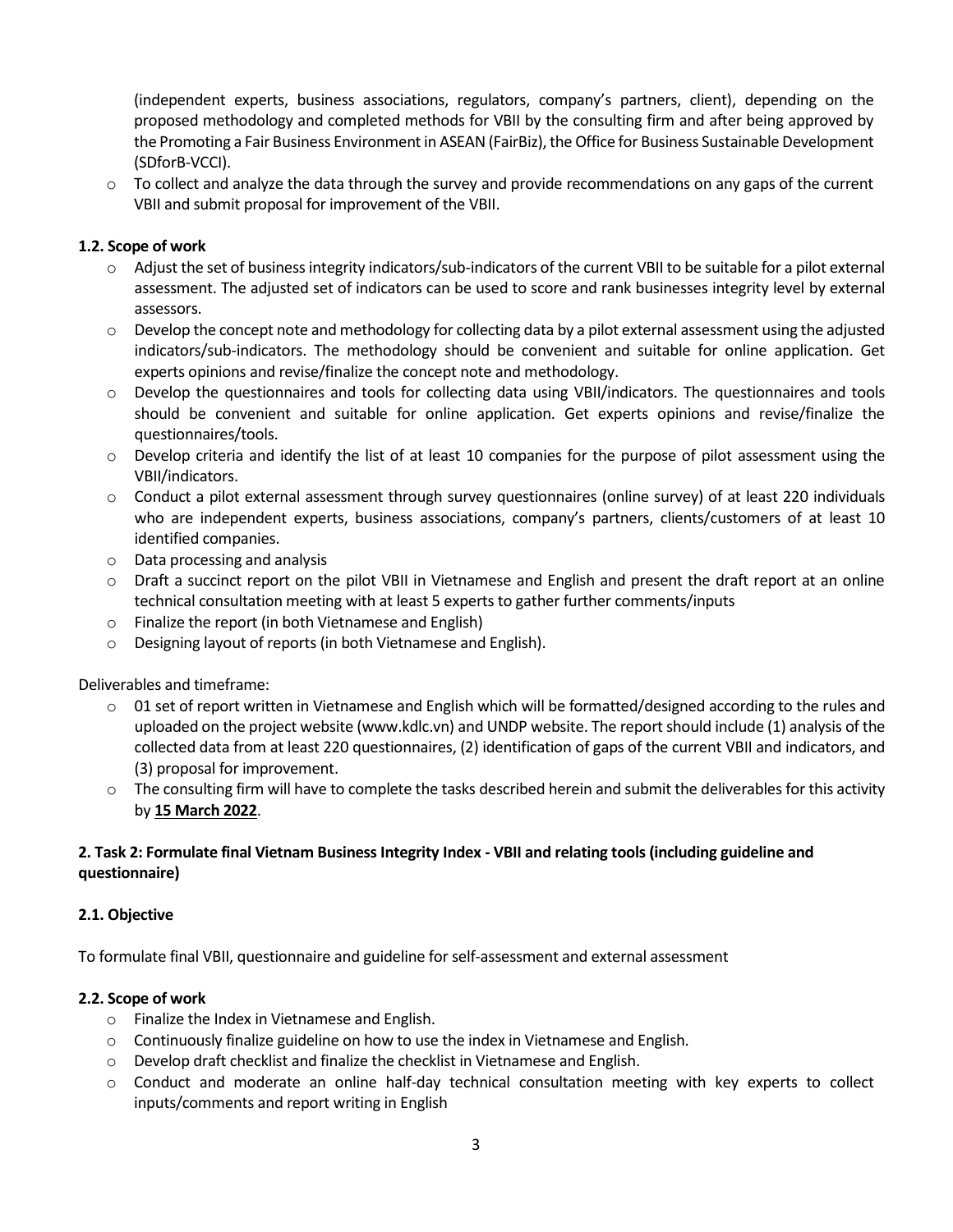(independent experts, business associations, regulators, company's partners, client), depending on the proposed methodology and completed methods for VBII by the consulting firm and after being approved by the Promoting a Fair Business Environment in ASEAN (FairBiz), the Office for Business Sustainable Development (SDforB-VCCI).

- To collect and analyze the data through the survey and provide recommendations on any gaps of the current VBII and submit proposal for improvement of the VBII.

**1.2. Scope of work**

- Adjust the set of business integrity indicators/sub-indicators of the current VBII to be suitable for a pilot external assessment. The adjusted set of indicators can be used to score and rank businesses integrity level by external assessors.
- Develop the concept note and methodology for collecting data by a pilot external assessment using the adjusted indicators/sub-indicators. The methodology should be convenient and suitable for online application. Get experts opinions and revise/finalize the concept note and methodology.
- Develop the questionnaires and tools for collecting data using VBII/indicators. The questionnaires and tools should be convenient and suitable for online application. Get experts opinions and revise/finalize the questionnaires/tools.
- Develop criteria and identify the list of at least 10 companies for the purpose of pilot assessment using the VBII/indicators.
- Conduct a pilot external assessment through survey questionnaires (online survey) of at least 220 individuals who are independent experts, business associations, company's partners, clients/customers of at least 10 identified companies.
- Data processing and analysis
- Draft a succinct report on the pilot VBII in Vietnamese and English and present the draft report at an online technical consultation meeting with at least 5 experts to gather further comments/inputs
- Finalize the report (in both Vietnamese and English)
- Designing layout of reports (in both Vietnamese and English).

Deliverables and timeframe:

- 01 set of report written in Vietnamese and English which will be formatted/designed according to the rules and uploaded on the project website (www.kdlc.vn) and UNDP website. The report should include (1) analysis of the collected data from at least 220 questionnaires, (2) identification of gaps of the current VBII and indicators, and (3) proposal for improvement.
- The consulting firm will have to complete the tasks described herein and submit the deliverables for this activity by **15 March 2022**.

**2. Task 2: Formulate final Vietnam Business Integrity Index - VBII and relating tools (including guideline and questionnaire)**

**2.1. Objective**

To formulate final VBII, questionnaire and guideline for self-assessment and external assessment

**2.2. Scope of work**

- Finalize the Index in Vietnamese and English.
- Continuously finalize guideline on how to use the index in Vietnamese and English.
- Develop draft checklist and finalize the checklist in Vietnamese and English.
- Conduct and moderate an online half-day technical consultation meeting with key experts to collect inputs/comments and report writing in English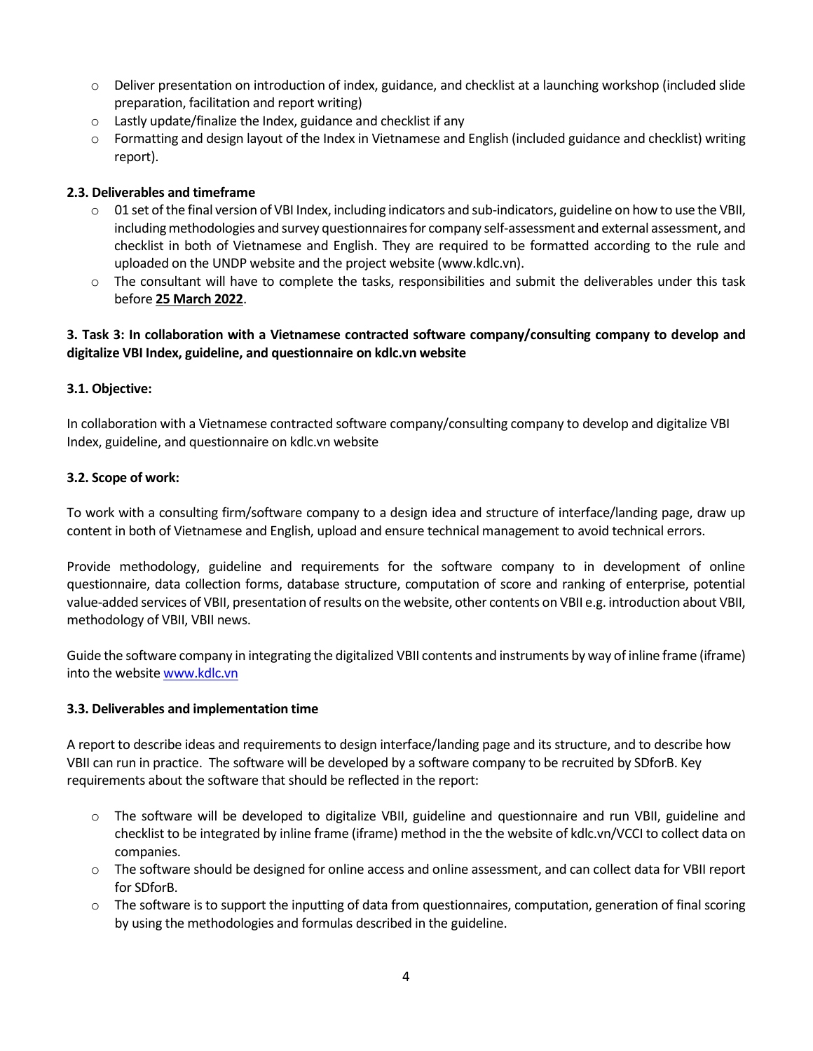- Deliver presentation on introduction of index, guidance, and checklist at a launching workshop (included slide preparation, facilitation and report writing)
- Lastly update/finalize the Index, guidance and checklist if any
- Formatting and design layout of the Index in Vietnamese and English (included guidance and checklist) writing report).

### 2.3. Deliverables and timeframe

- 01 set of the final version of VBI Index, including indicators and sub-indicators, guideline on how to use the VBII, including methodologies and survey questionnaires for company self-assessment and external assessment, and checklist in both of Vietnamese and English. They are required to be formatted according to the rule and uploaded on the UNDP website and the project website (www.kdlc.vn).
- The consultant will have to complete the tasks, responsibilities and submit the deliverables under this task before **25 March 2022**.

## 3. Task 3: In collaboration with a Vietnamese contracted software company/consulting company to develop and digitalize VBI Index, guideline, and questionnaire on kdlc.vn website

### 3.1. Objective:

In collaboration with a Vietnamese contracted software company/consulting company to develop and digitalize VBI Index, guideline, and questionnaire on kdlc.vn website

### 3.2. Scope of work:

To work with a consulting firm/software company to a design idea and structure of interface/landing page, draw up content in both of Vietnamese and English, upload and ensure technical management to avoid technical errors.

Provide methodology, guideline and requirements for the software company to in development of online questionnaire, data collection forms, database structure, computation of score and ranking of enterprise, potential value-added services of VBII, presentation of results on the website, other contents on VBII e.g. introduction about VBII, methodology of VBII, VBII news.

Guide the software company in integrating the digitalized VBII contents and instruments by way of inline frame (iframe) into the website www.kdlc.vn

### 3.3. Deliverables and implementation time

A report to describe ideas and requirements to design interface/landing page and its structure, and to describe how VBII can run in practice. The software will be developed by a software company to be recruited by SDforB. Key requirements about the software that should be reflected in the report:

- The software will be developed to digitalize VBII, guideline and questionnaire and run VBII, guideline and checklist to be integrated by inline frame (iframe) method in the the website of kdlc.vn/VCCI to collect data on companies.
- The software should be designed for online access and online assessment, and can collect data for VBII report for SDforB.
- The software is to support the inputting of data from questionnaires, computation, generation of final scoring by using the methodologies and formulas described in the guideline.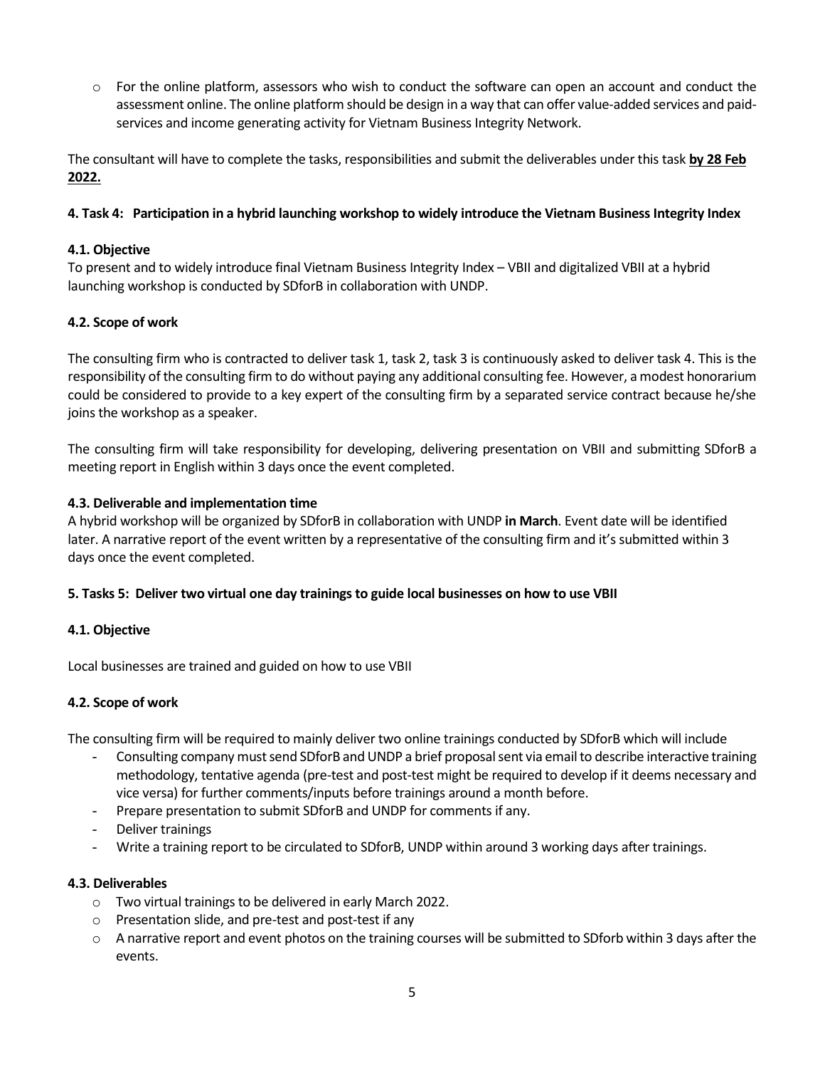- For the online platform, assessors who wish to conduct the software can open an account and conduct the assessment online. The online platform should be design in a way that can offer value-added services and paid-services and income generating activity for Vietnam Business Integrity Network.

The consultant will have to complete the tasks, responsibilities and submit the deliverables under this task **by 28 Feb 2022.**

### 4. Task 4: Participation in a hybrid launching workshop to widely introduce the Vietnam Business Integrity Index

#### 4.1. Objective

To present and to widely introduce final Vietnam Business Integrity Index – VBII and digitalized VBII at a hybrid launching workshop is conducted by SDforB in collaboration with UNDP.

#### 4.2. Scope of work

The consulting firm who is contracted to deliver task 1, task 2, task 3 is continuously asked to deliver task 4. This is the responsibility of the consulting firm to do without paying any additional consulting fee. However, a modest honorarium could be considered to provide to a key expert of the consulting firm by a separated service contract because he/she joins the workshop as a speaker.

The consulting firm will take responsibility for developing, delivering presentation on VBII and submitting SDforB a meeting report in English within 3 days once the event completed.

#### 4.3. Deliverable and implementation time

A hybrid workshop will be organized by SDforB in collaboration with UNDP **in March**. Event date will be identified later. A narrative report of the event written by a representative of the consulting firm and it's submitted within 3 days once the event completed.

### 5. Tasks 5: Deliver two virtual one day trainings to guide local businesses on how to use VBII

#### 4.1. Objective

Local businesses are trained and guided on how to use VBII

#### 4.2. Scope of work

The consulting firm will be required to mainly deliver two online trainings conducted by SDforB which will include

- Consulting company must send SDforB and UNDP a brief proposal sent via email to describe interactive training methodology, tentative agenda (pre-test and post-test might be required to develop if it deems necessary and vice versa) for further comments/inputs before trainings around a month before.
- Prepare presentation to submit SDforB and UNDP for comments if any.
- Deliver trainings
- Write a training report to be circulated to SDforB, UNDP within around 3 working days after trainings.

#### 4.3. Deliverables

- Two virtual trainings to be delivered in early March 2022.
- Presentation slide, and pre-test and post-test if any
- A narrative report and event photos on the training courses will be submitted to SDforb within 3 days after the events.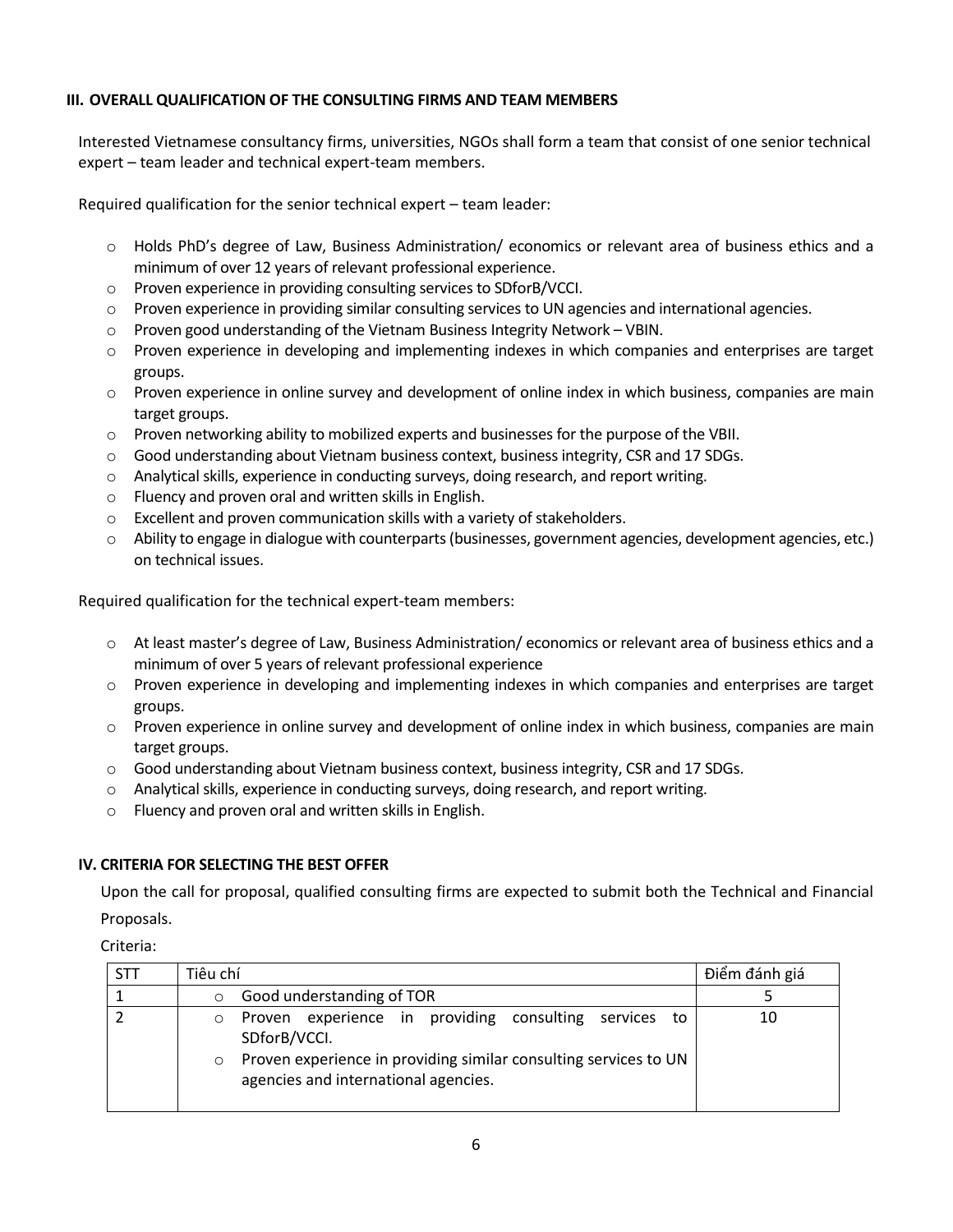### III. OVERALL QUALIFICATION OF THE CONSULTING FIRMS AND TEAM MEMBERS

Interested Vietnamese consultancy firms, universities, NGOs shall form a team that consist of one senior technical expert – team leader and technical expert-team members.

Required qualification for the senior technical expert – team leader:

- Holds PhD's degree of Law, Business Administration/ economics or relevant area of business ethics and a minimum of over 12 years of relevant professional experience.
- Proven experience in providing consulting services to SDforB/VCCI.
- Proven experience in providing similar consulting services to UN agencies and international agencies.
- Proven good understanding of the Vietnam Business Integrity Network – VBIN.
- Proven experience in developing and implementing indexes in which companies and enterprises are target groups.
- Proven experience in online survey and development of online index in which business, companies are main target groups.
- Proven networking ability to mobilized experts and businesses for the purpose of the VBII.
- Good understanding about Vietnam business context, business integrity, CSR and 17 SDGs.
- Analytical skills, experience in conducting surveys, doing research, and report writing.
- Fluency and proven oral and written skills in English.
- Excellent and proven communication skills with a variety of stakeholders.
- Ability to engage in dialogue with counterparts (businesses, government agencies, development agencies, etc.) on technical issues.

Required qualification for the technical expert-team members:

- At least master's degree of Law, Business Administration/ economics or relevant area of business ethics and a minimum of over 5 years of relevant professional experience
- Proven experience in developing and implementing indexes in which companies and enterprises are target groups.
- Proven experience in online survey and development of online index in which business, companies are main target groups.
- Good understanding about Vietnam business context, business integrity, CSR and 17 SDGs.
- Analytical skills, experience in conducting surveys, doing research, and report writing.
- Fluency and proven oral and written skills in English.

### IV. CRITERIA FOR SELECTING THE BEST OFFER

Upon the call for proposal, qualified consulting firms are expected to submit both the Technical and Financial Proposals.

Criteria:

| STT | Tiêu chí | Điểm đánh giá |
|---|---|---|
| 1 | ○ Good understanding of TOR | 5 |
| 2 | ○ Proven experience in providing consulting services to SDforB/VCCI.<br>○ Proven experience in providing similar consulting services to UN agencies and international agencies. | 10 |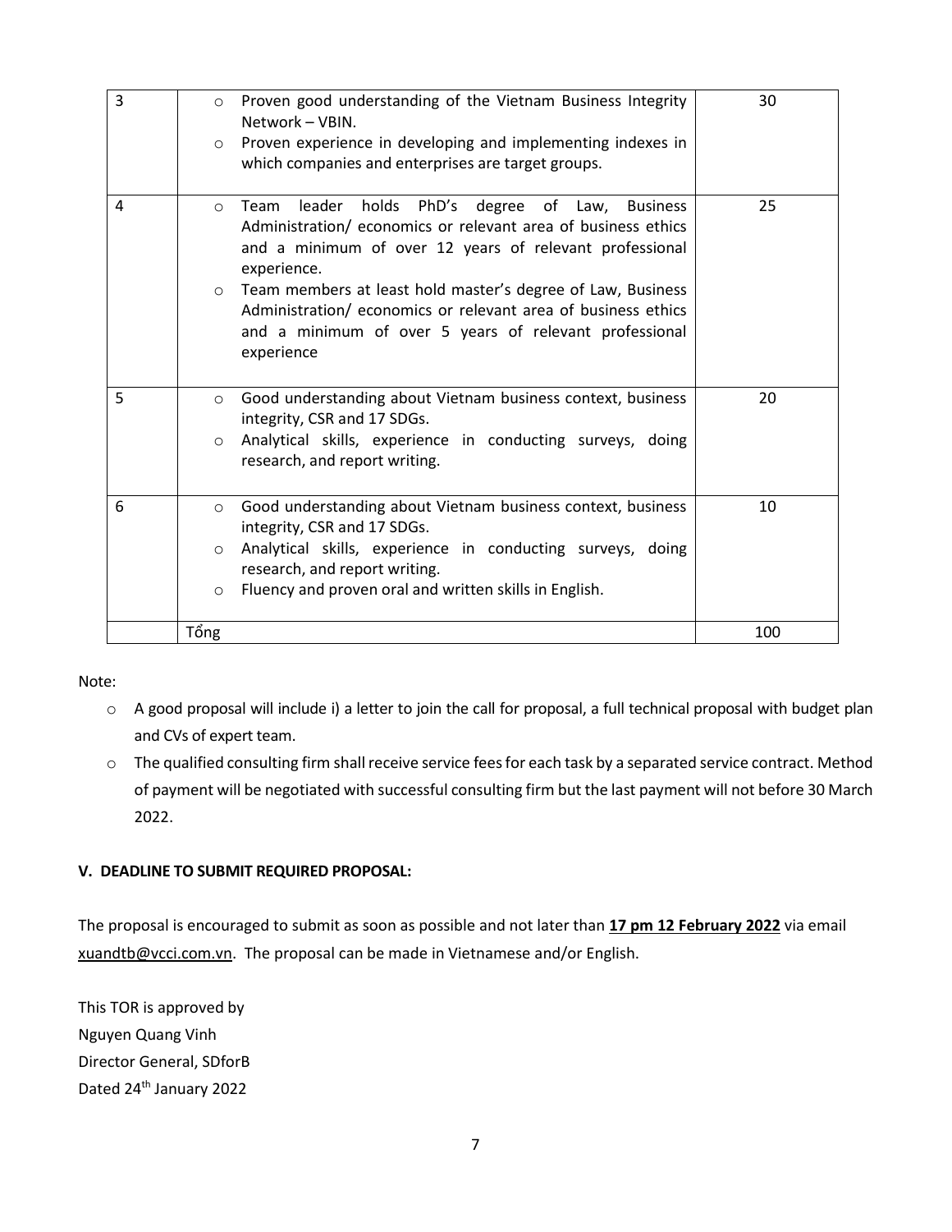| | | |
|---|---|---|
| 3 | ○ Proven good understanding of the Vietnam Business Integrity Network – VBIN.<br>○ Proven experience in developing and implementing indexes in which companies and enterprises are target groups. | 30 |
| 4 | ○ Team leader holds PhD's degree of Law, Business Administration/ economics or relevant area of business ethics and a minimum of over 12 years of relevant professional experience.<br>○ Team members at least hold master's degree of Law, Business Administration/ economics or relevant area of business ethics and a minimum of over 5 years of relevant professional experience | 25 |
| 5 | ○ Good understanding about Vietnam business context, business integrity, CSR and 17 SDGs.<br>○ Analytical skills, experience in conducting surveys, doing research, and report writing. | 20 |
| 6 | ○ Good understanding about Vietnam business context, business integrity, CSR and 17 SDGs.<br>○ Analytical skills, experience in conducting surveys, doing research, and report writing.<br>○ Fluency and proven oral and written skills in English. | 10 |
| | Tổng | 100 |

Note:

- A good proposal will include i) a letter to join the call for proposal, a full technical proposal with budget plan and CVs of expert team.
- The qualified consulting firm shall receive service fees for each task by a separated service contract. Method of payment will be negotiated with successful consulting firm but the last payment will not before 30 March 2022.

**V. DEADLINE TO SUBMIT REQUIRED PROPOSAL:**

The proposal is encouraged to submit as soon as possible and not later than **17 pm 12 February 2022** via email xuandtb@vcci.com.vn. The proposal can be made in Vietnamese and/or English.

This TOR is approved by
Nguyen Quang Vinh
Director General, SDforB
Dated 24th January 2022